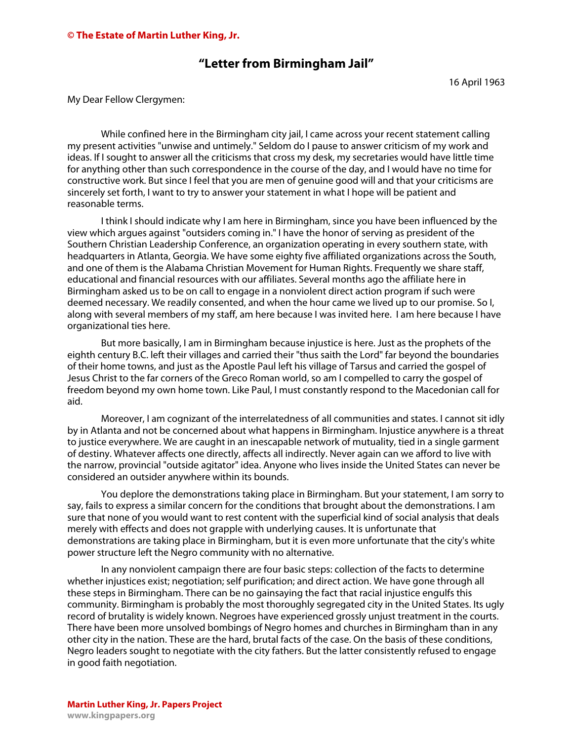© The Estate of Martin Luther King, Jr.

# "Letter from Birmingham Jail"

16 April 1963

My Dear Fellow Clergymen:

While confined here in the Birmingham city jail, I came across your recent statement calling my present activities "unwise and untimely." Seldom do I pause to answer criticism of my work and ideas. If I sought to answer all the criticisms that cross my desk, my secretaries would have little time for anything other than such correspondence in the course of the day, and I would have no time for constructive work. But since I feel that you are men of genuine good will and that your criticisms are sincerely set forth, I want to try to answer your statement in what I hope will be patient and reasonable terms.

I think I should indicate why I am here in Birmingham, since you have been influenced by the view which argues against "outsiders coming in." I have the honor of serving as president of the Southern Christian Leadership Conference, an organization operating in every southern state, with headquarters in Atlanta, Georgia. We have some eighty five affiliated organizations across the South, and one of them is the Alabama Christian Movement for Human Rights. Frequently we share staff, educational and financial resources with our affiliates. Several months ago the affiliate here in Birmingham asked us to be on call to engage in a nonviolent direct action program if such were deemed necessary. We readily consented, and when the hour came we lived up to our promise. So I, along with several members of my staff, am here because I was invited here. I am here because I have organizational ties here.

But more basically, I am in Birmingham because injustice is here. Just as the prophets of the eighth century B.C. left their villages and carried their "thus saith the Lord" far beyond the boundaries of their home towns, and just as the Apostle Paul left his village of Tarsus and carried the gospel of Jesus Christ to the far corners of the Greco Roman world, so am I compelled to carry the gospel of freedom beyond my own home town. Like Paul, I must constantly respond to the Macedonian call for aid.

Moreover, I am cognizant of the interrelatedness of all communities and states. I cannot sit idly by in Atlanta and not be concerned about what happens in Birmingham. Injustice anywhere is a threat to justice everywhere. We are caught in an inescapable network of mutuality, tied in a single garment of destiny. Whatever affects one directly, affects all indirectly. Never again can we afford to live with the narrow, provincial "outside agitator" idea. Anyone who lives inside the United States can never be considered an outsider anywhere within its bounds.

You deplore the demonstrations taking place in Birmingham. But your statement, I am sorry to say, fails to express a similar concern for the conditions that brought about the demonstrations. I am sure that none of you would want to rest content with the superficial kind of social analysis that deals merely with effects and does not grapple with underlying causes. It is unfortunate that demonstrations are taking place in Birmingham, but it is even more unfortunate that the city's white power structure left the Negro community with no alternative.

In any nonviolent campaign there are four basic steps: collection of the facts to determine whether injustices exist; negotiation; self purification; and direct action. We have gone through all these steps in Birmingham. There can be no gainsaying the fact that racial injustice engulfs this community. Birmingham is probably the most thoroughly segregated city in the United States. Its ugly record of brutality is widely known. Negroes have experienced grossly unjust treatment in the courts. There have been more unsolved bombings of Negro homes and churches in Birmingham than in any other city in the nation. These are the hard, brutal facts of the case. On the basis of these conditions, Negro leaders sought to negotiate with the city fathers. But the latter consistently refused to engage in good faith negotiation.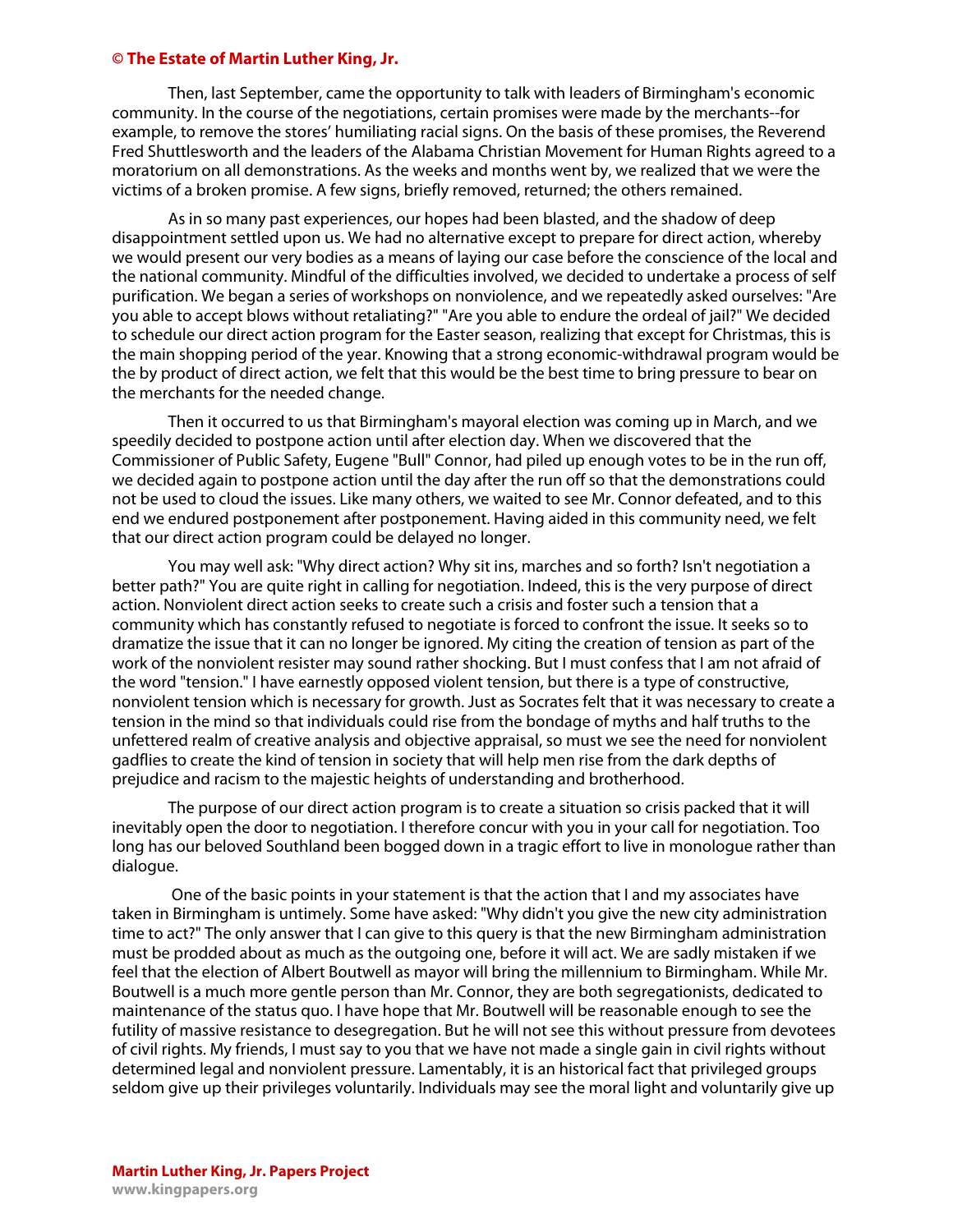Then, last September, came the opportunity to talk with leaders of Birmingham's economic community. In the course of the negotiations, certain promises were made by the merchants--for example, to remove the stores' humiliating racial signs. On the basis of these promises, the Reverend Fred Shuttlesworth and the leaders of the Alabama Christian Movement for Human Rights agreed to a moratorium on all demonstrations. As the weeks and months went by, we realized that we were the victims of a broken promise. A few signs, briefly removed, returned; the others remained.

As in so many past experiences, our hopes had been blasted, and the shadow of deep disappointment settled upon us. We had no alternative except to prepare for direct action, whereby we would present our very bodies as a means of laying our case before the conscience of the local and the national community. Mindful of the difficulties involved, we decided to undertake a process of self purification. We began a series of workshops on nonviolence, and we repeatedly asked ourselves: "Are you able to accept blows without retaliating?" "Are you able to endure the ordeal of jail?" We decided to schedule our direct action program for the Easter season, realizing that except for Christmas, this is the main shopping period of the year. Knowing that a strong economic-withdrawal program would be the by product of direct action, we felt that this would be the best time to bring pressure to bear on the merchants for the needed change.

Then it occurred to us that Birmingham's mayoral election was coming up in March, and we speedily decided to postpone action until after election day. When we discovered that the Commissioner of Public Safety, Eugene "Bull" Connor, had piled up enough votes to be in the run off, we decided again to postpone action until the day after the run off so that the demonstrations could not be used to cloud the issues. Like many others, we waited to see Mr. Connor defeated, and to this end we endured postponement after postponement. Having aided in this community need, we felt that our direct action program could be delayed no longer.

You may well ask: "Why direct action? Why sit ins, marches and so forth? Isn't negotiation a better path?" You are quite right in calling for negotiation. Indeed, this is the very purpose of direct action. Nonviolent direct action seeks to create such a crisis and foster such a tension that a community which has constantly refused to negotiate is forced to confront the issue. It seeks so to dramatize the issue that it can no longer be ignored. My citing the creation of tension as part of the work of the nonviolent resister may sound rather shocking. But I must confess that I am not afraid of the word "tension." I have earnestly opposed violent tension, but there is a type of constructive, nonviolent tension which is necessary for growth. Just as Socrates felt that it was necessary to create a tension in the mind so that individuals could rise from the bondage of myths and half truths to the unfettered realm of creative analysis and objective appraisal, so must we see the need for nonviolent gadflies to create the kind of tension in society that will help men rise from the dark depths of prejudice and racism to the majestic heights of understanding and brotherhood.

The purpose of our direct action program is to create a situation so crisis packed that it will inevitably open the door to negotiation. I therefore concur with you in your call for negotiation. Too long has our beloved Southland been bogged down in a tragic effort to live in monologue rather than dialogue.

One of the basic points in your statement is that the action that I and my associates have taken in Birmingham is untimely. Some have asked: "Why didn't you give the new city administration time to act?" The only answer that I can give to this query is that the new Birmingham administration must be prodded about as much as the outgoing one, before it will act. We are sadly mistaken if we feel that the election of Albert Boutwell as mayor will bring the millennium to Birmingham. While Mr. Boutwell is a much more gentle person than Mr. Connor, they are both segregationists, dedicated to maintenance of the status quo. I have hope that Mr. Boutwell will be reasonable enough to see the futility of massive resistance to desegregation. But he will not see this without pressure from devotees of civil rights. My friends, I must say to you that we have not made a single gain in civil rights without determined legal and nonviolent pressure. Lamentably, it is an historical fact that privileged groups seldom give up their privileges voluntarily. Individuals may see the moral light and voluntarily give up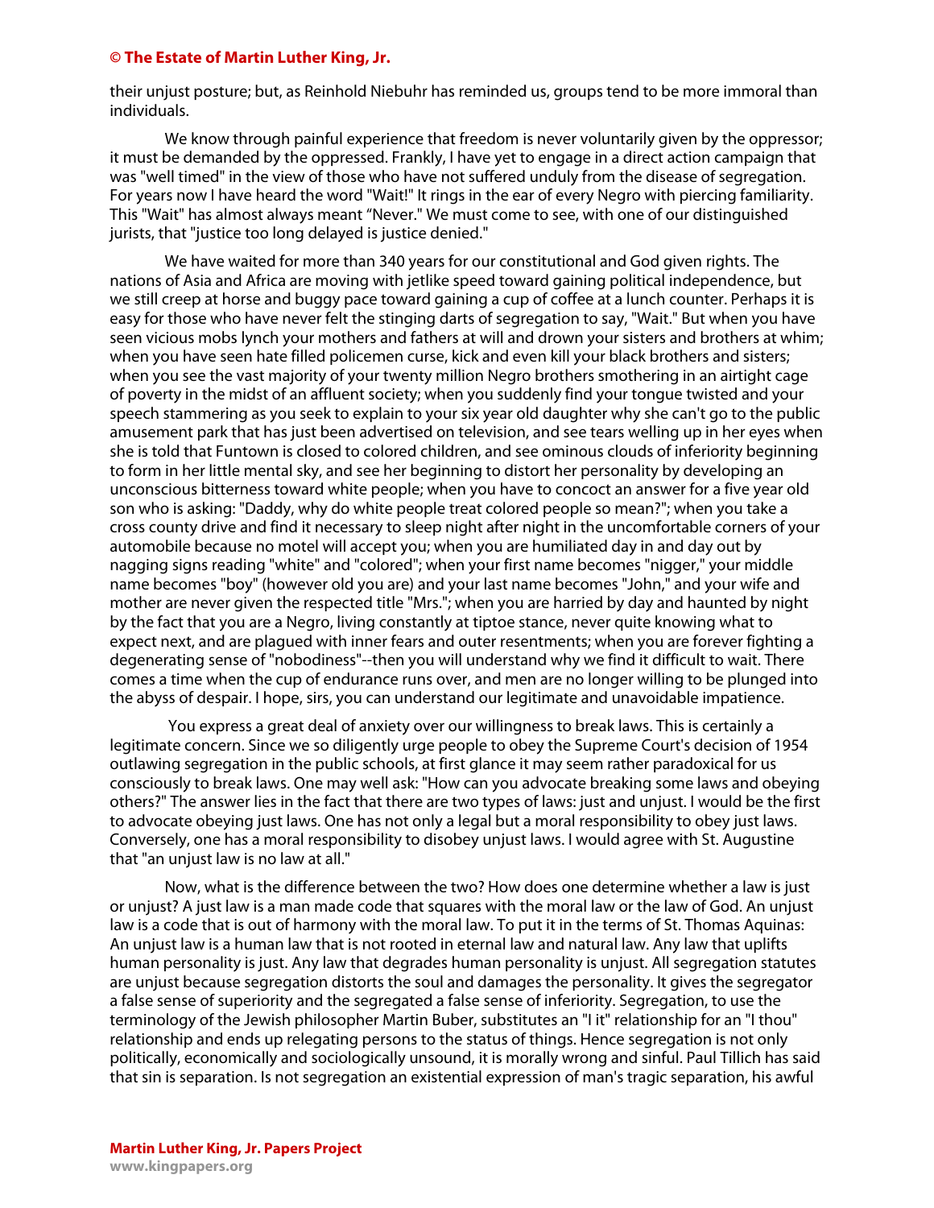their unjust posture; but, as Reinhold Niebuhr has reminded us, groups tend to be more immoral than individuals.

We know through painful experience that freedom is never voluntarily given by the oppressor; it must be demanded by the oppressed. Frankly, I have yet to engage in a direct action campaign that was "well timed" in the view of those who have not suffered unduly from the disease of segregation. For years now I have heard the word "Wait!" It rings in the ear of every Negro with piercing familiarity. This "Wait" has almost always meant "Never." We must come to see, with one of our distinguished jurists, that "justice too long delayed is justice denied."

We have waited for more than 340 years for our constitutional and God given rights. The nations of Asia and Africa are moving with jetlike speed toward gaining political independence, but we still creep at horse and buggy pace toward gaining a cup of coffee at a lunch counter. Perhaps it is easy for those who have never felt the stinging darts of segregation to say, "Wait." But when you have seen vicious mobs lynch your mothers and fathers at will and drown your sisters and brothers at whim; when you have seen hate filled policemen curse, kick and even kill your black brothers and sisters; when you see the vast majority of your twenty million Negro brothers smothering in an airtight cage of poverty in the midst of an affluent society; when you suddenly find your tongue twisted and your speech stammering as you seek to explain to your six year old daughter why she can't go to the public amusement park that has just been advertised on television, and see tears welling up in her eyes when she is told that Funtown is closed to colored children, and see ominous clouds of inferiority beginning to form in her little mental sky, and see her beginning to distort her personality by developing an unconscious bitterness toward white people; when you have to concoct an answer for a five year old son who is asking: "Daddy, why do white people treat colored people so mean?"; when you take a cross county drive and find it necessary to sleep night after night in the uncomfortable corners of your automobile because no motel will accept you; when you are humiliated day in and day out by nagging signs reading "white" and "colored"; when your first name becomes "nigger," your middle name becomes "boy" (however old you are) and your last name becomes "John," and your wife and mother are never given the respected title "Mrs."; when you are harried by day and haunted by night by the fact that you are a Negro, living constantly at tiptoe stance, never quite knowing what to expect next, and are plagued with inner fears and outer resentments; when you are forever fighting a degenerating sense of "nobodiness"--then you will understand why we find it difficult to wait. There comes a time when the cup of endurance runs over, and men are no longer willing to be plunged into the abyss of despair. I hope, sirs, you can understand our legitimate and unavoidable impatience.

You express a great deal of anxiety over our willingness to break laws. This is certainly a legitimate concern. Since we so diligently urge people to obey the Supreme Court's decision of 1954 outlawing segregation in the public schools, at first glance it may seem rather paradoxical for us consciously to break laws. One may well ask: "How can you advocate breaking some laws and obeying others?" The answer lies in the fact that there are two types of laws: just and unjust. I would be the first to advocate obeying just laws. One has not only a legal but a moral responsibility to obey just laws. Conversely, one has a moral responsibility to disobey unjust laws. I would agree with St. Augustine that "an unjust law is no law at all."

Now, what is the difference between the two? How does one determine whether a law is just or unjust? A just law is a man made code that squares with the moral law or the law of God. An unjust law is a code that is out of harmony with the moral law. To put it in the terms of St. Thomas Aquinas: An unjust law is a human law that is not rooted in eternal law and natural law. Any law that uplifts human personality is just. Any law that degrades human personality is unjust. All segregation statutes are unjust because segregation distorts the soul and damages the personality. It gives the segregator a false sense of superiority and the segregated a false sense of inferiority. Segregation, to use the terminology of the Jewish philosopher Martin Buber, substitutes an "I it" relationship for an "I thou" relationship and ends up relegating persons to the status of things. Hence segregation is not only politically, economically and sociologically unsound, it is morally wrong and sinful. Paul Tillich has said that sin is separation. Is not segregation an existential expression of man's tragic separation, his awful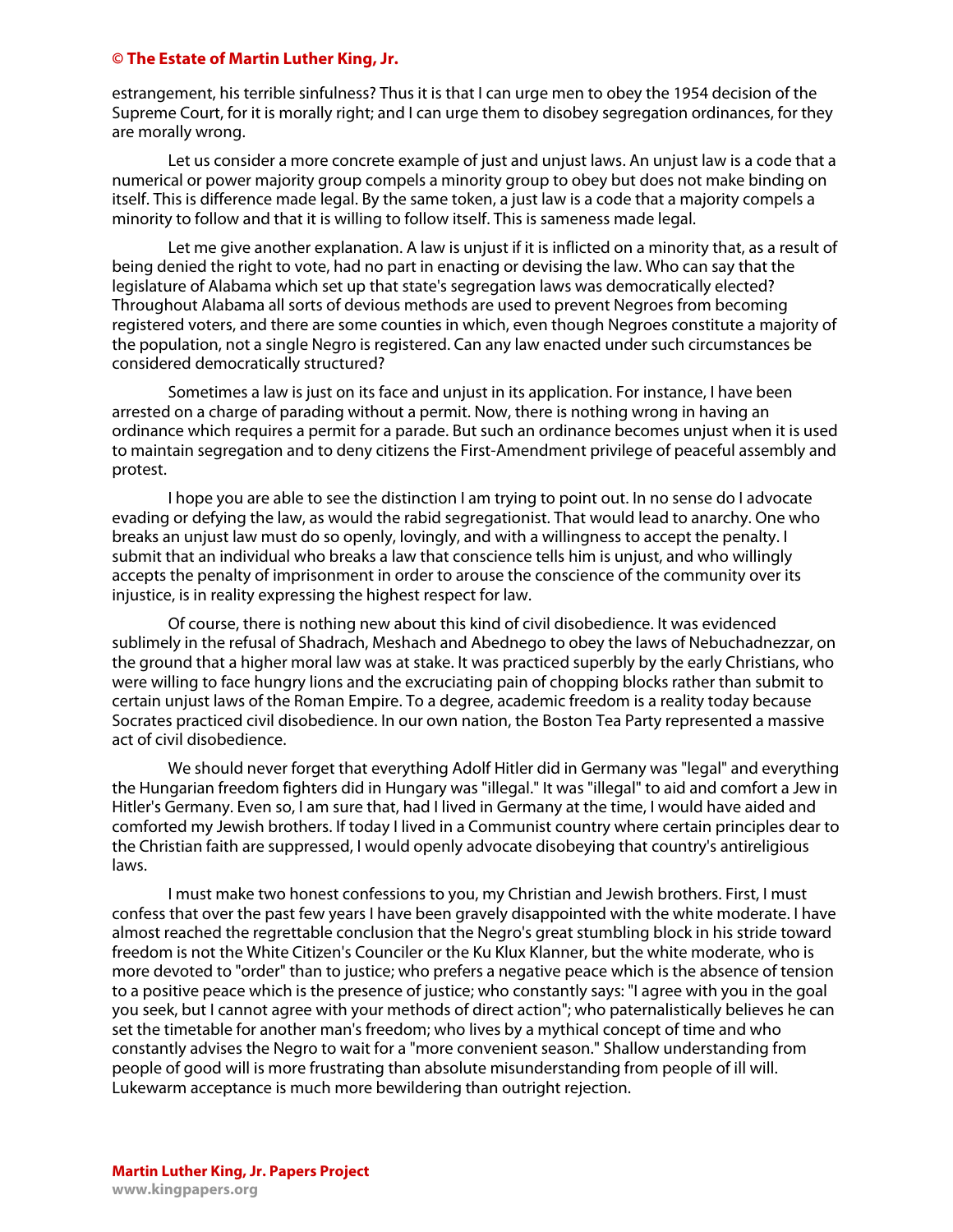estrangement, his terrible sinfulness? Thus it is that I can urge men to obey the 1954 decision of the Supreme Court, for it is morally right; and I can urge them to disobey segregation ordinances, for they are morally wrong.

Let us consider a more concrete example of just and unjust laws. An unjust law is a code that a numerical or power majority group compels a minority group to obey but does not make binding on itself. This is difference made legal. By the same token, a just law is a code that a majority compels a minority to follow and that it is willing to follow itself. This is sameness made legal.

Let me give another explanation. A law is unjust if it is inflicted on a minority that, as a result of being denied the right to vote, had no part in enacting or devising the law. Who can say that the legislature of Alabama which set up that state's segregation laws was democratically elected? Throughout Alabama all sorts of devious methods are used to prevent Negroes from becoming registered voters, and there are some counties in which, even though Negroes constitute a majority of the population, not a single Negro is registered. Can any law enacted under such circumstances be considered democratically structured?

Sometimes a law is just on its face and unjust in its application. For instance, I have been arrested on a charge of parading without a permit. Now, there is nothing wrong in having an ordinance which requires a permit for a parade. But such an ordinance becomes unjust when it is used to maintain segregation and to deny citizens the First-Amendment privilege of peaceful assembly and protest.

I hope you are able to see the distinction I am trying to point out. In no sense do I advocate evading or defying the law, as would the rabid segregationist. That would lead to anarchy. One who breaks an unjust law must do so openly, lovingly, and with a willingness to accept the penalty. I submit that an individual who breaks a law that conscience tells him is unjust, and who willingly accepts the penalty of imprisonment in order to arouse the conscience of the community over its injustice, is in reality expressing the highest respect for law.

Of course, there is nothing new about this kind of civil disobedience. It was evidenced sublimely in the refusal of Shadrach, Meshach and Abednego to obey the laws of Nebuchadnezzar, on the ground that a higher moral law was at stake. It was practiced superbly by the early Christians, who were willing to face hungry lions and the excruciating pain of chopping blocks rather than submit to certain unjust laws of the Roman Empire. To a degree, academic freedom is a reality today because Socrates practiced civil disobedience. In our own nation, the Boston Tea Party represented a massive act of civil disobedience.

We should never forget that everything Adolf Hitler did in Germany was "legal" and everything the Hungarian freedom fighters did in Hungary was "illegal." It was "illegal" to aid and comfort a Jew in Hitler's Germany. Even so, I am sure that, had I lived in Germany at the time, I would have aided and comforted my Jewish brothers. If today I lived in a Communist country where certain principles dear to the Christian faith are suppressed, I would openly advocate disobeying that country's antireligious laws.

I must make two honest confessions to you, my Christian and Jewish brothers. First, I must confess that over the past few years I have been gravely disappointed with the white moderate. I have almost reached the regrettable conclusion that the Negro's great stumbling block in his stride toward freedom is not the White Citizen's Counciler or the Ku Klux Klanner, but the white moderate, who is more devoted to "order" than to justice; who prefers a negative peace which is the absence of tension to a positive peace which is the presence of justice; who constantly says: "I agree with you in the goal you seek, but I cannot agree with your methods of direct action"; who paternalistically believes he can set the timetable for another man's freedom; who lives by a mythical concept of time and who constantly advises the Negro to wait for a "more convenient season." Shallow understanding from people of good will is more frustrating than absolute misunderstanding from people of ill will. Lukewarm acceptance is much more bewildering than outright rejection.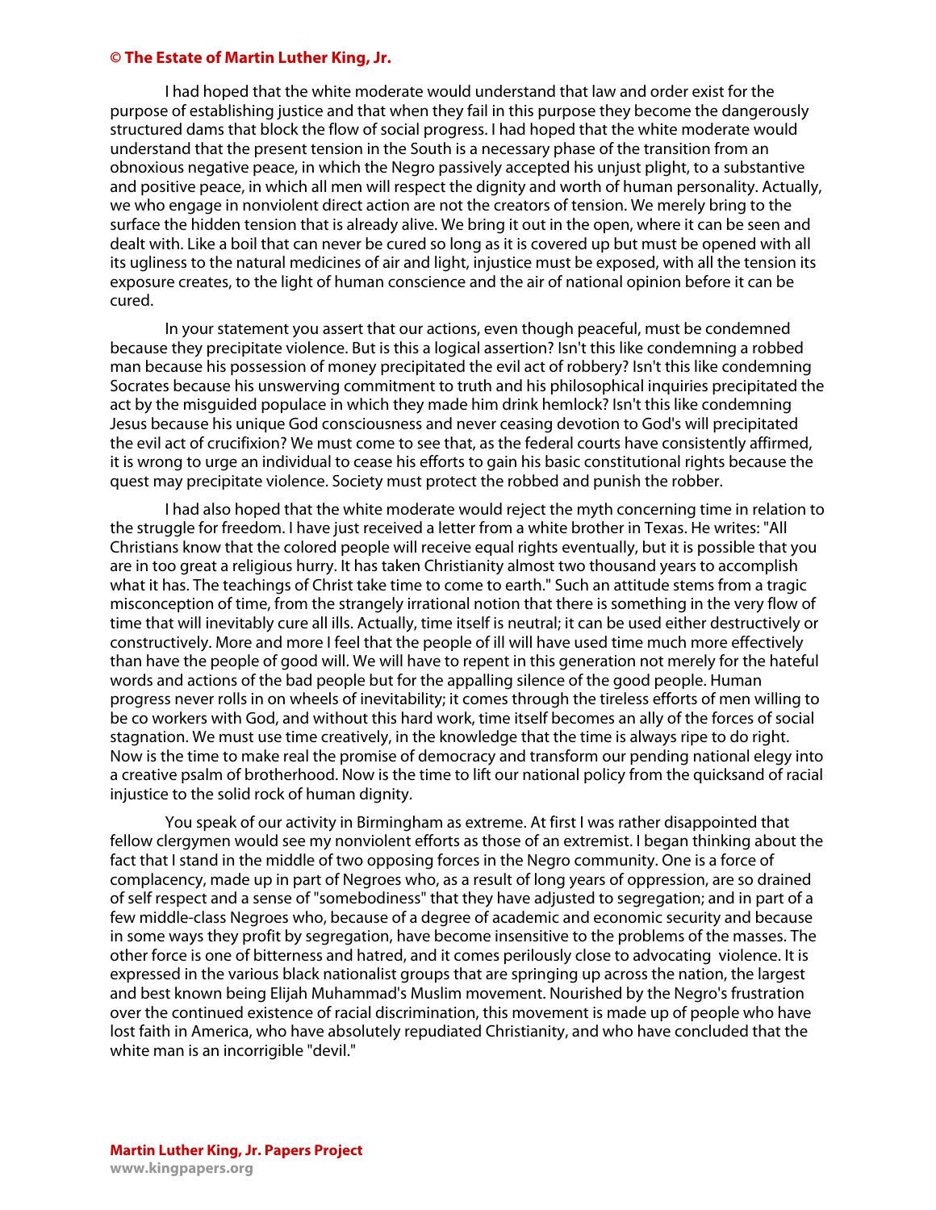I had hoped that the white moderate would understand that law and order exist for the purpose of establishing justice and that when they fail in this purpose they become the dangerously structured dams that block the flow of social progress. I had hoped that the white moderate would understand that the present tension in the South is a necessary phase of the transition from an obnoxious negative peace, in which the Negro passively accepted his unjust plight, to a substantive and positive peace, in which all men will respect the dignity and worth of human personality. Actually, we who engage in nonviolent direct action are not the creators of tension. We merely bring to the surface the hidden tension that is already alive. We bring it out in the open, where it can be seen and dealt with. Like a boil that can never be cured so long as it is covered up but must be opened with all its ugliness to the natural medicines of air and light, injustice must be exposed, with all the tension its exposure creates, to the light of human conscience and the air of national opinion before it can be cured.

In your statement you assert that our actions, even though peaceful, must be condemned because they precipitate violence. But is this a logical assertion? Isn't this like condemning a robbed man because his possession of money precipitated the evil act of robbery? Isn't this like condemning Socrates because his unswerving commitment to truth and his philosophical inquiries precipitated the act by the misguided populace in which they made him drink hemlock? Isn't this like condemning Jesus because his unique God consciousness and never ceasing devotion to God's will precipitated the evil act of crucifixion? We must come to see that, as the federal courts have consistently affirmed, it is wrong to urge an individual to cease his efforts to gain his basic constitutional rights because the quest may precipitate violence. Society must protect the robbed and punish the robber.

I had also hoped that the white moderate would reject the myth concerning time in relation to the struggle for freedom. I have just received a letter from a white brother in Texas. He writes: "All Christians know that the colored people will receive equal rights eventually, but it is possible that you are in too great a religious hurry. It has taken Christianity almost two thousand years to accomplish what it has. The teachings of Christ take time to come to earth." Such an attitude stems from a tragic misconception of time, from the strangely irrational notion that there is something in the very flow of time that will inevitably cure all ills. Actually, time itself is neutral; it can be used either destructively or constructively. More and more I feel that the people of ill will have used time much more effectively than have the people of good will. We will have to repent in this generation not merely for the hateful words and actions of the bad people but for the appalling silence of the good people. Human progress never rolls in on wheels of inevitability; it comes through the tireless efforts of men willing to be co workers with God, and without this hard work, time itself becomes an ally of the forces of social stagnation. We must use time creatively, in the knowledge that the time is always ripe to do right. Now is the time to make real the promise of democracy and transform our pending national elegy into a creative psalm of brotherhood. Now is the time to lift our national policy from the quicksand of racial injustice to the solid rock of human dignity.

You speak of our activity in Birmingham as extreme. At first I was rather disappointed that fellow clergymen would see my nonviolent efforts as those of an extremist. I began thinking about the fact that I stand in the middle of two opposing forces in the Negro community. One is a force of complacency, made up in part of Negroes who, as a result of long years of oppression, are so drained of self respect and a sense of "somebodiness" that they have adjusted to segregation; and in part of a few middle-class Negroes who, because of a degree of academic and economic security and because in some ways they profit by segregation, have become insensitive to the problems of the masses. The other force is one of bitterness and hatred, and it comes perilously close to advocating violence. It is expressed in the various black nationalist groups that are springing up across the nation, the largest and best known being Elijah Muhammad's Muslim movement. Nourished by the Negro's frustration over the continued existence of racial discrimination, this movement is made up of people who have lost faith in America, who have absolutely repudiated Christianity, and who have concluded that the white man is an incorrigible "devil."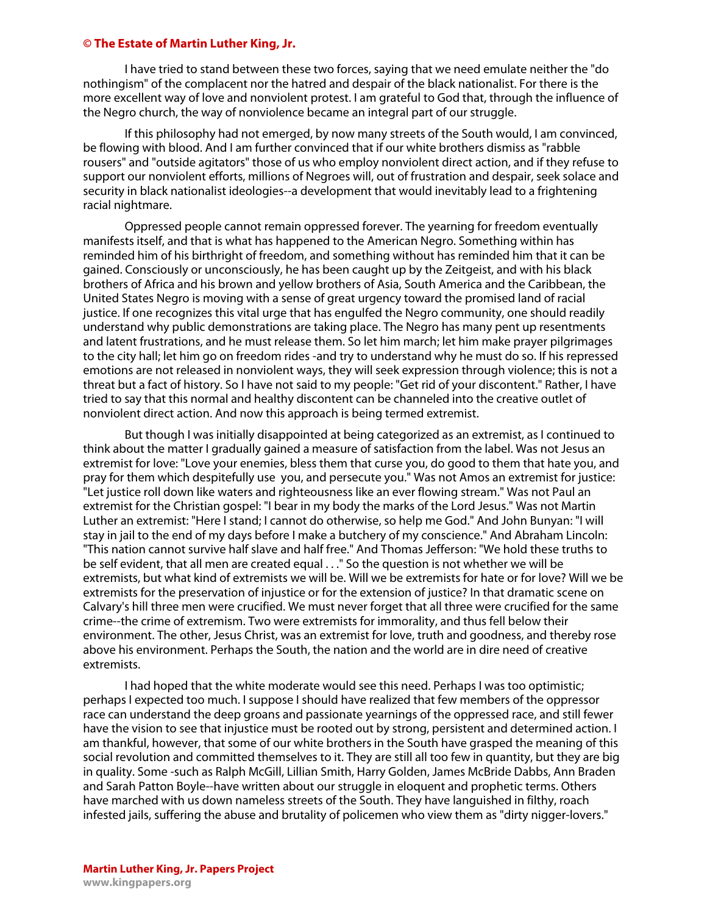I have tried to stand between these two forces, saying that we need emulate neither the "do nothingism" of the complacent nor the hatred and despair of the black nationalist. For there is the more excellent way of love and nonviolent protest. I am grateful to God that, through the influence of the Negro church, the way of nonviolence became an integral part of our struggle.

If this philosophy had not emerged, by now many streets of the South would, I am convinced, be flowing with blood. And I am further convinced that if our white brothers dismiss as "rabble rousers" and "outside agitators" those of us who employ nonviolent direct action, and if they refuse to support our nonviolent efforts, millions of Negroes will, out of frustration and despair, seek solace and security in black nationalist ideologies--a development that would inevitably lead to a frightening racial nightmare.

Oppressed people cannot remain oppressed forever. The yearning for freedom eventually manifests itself, and that is what has happened to the American Negro. Something within has reminded him of his birthright of freedom, and something without has reminded him that it can be gained. Consciously or unconsciously, he has been caught up by the Zeitgeist, and with his black brothers of Africa and his brown and yellow brothers of Asia, South America and the Caribbean, the United States Negro is moving with a sense of great urgency toward the promised land of racial justice. If one recognizes this vital urge that has engulfed the Negro community, one should readily understand why public demonstrations are taking place. The Negro has many pent up resentments and latent frustrations, and he must release them. So let him march; let him make prayer pilgrimages to the city hall; let him go on freedom rides -and try to understand why he must do so. If his repressed emotions are not released in nonviolent ways, they will seek expression through violence; this is not a threat but a fact of history. So I have not said to my people: "Get rid of your discontent." Rather, I have tried to say that this normal and healthy discontent can be channeled into the creative outlet of nonviolent direct action. And now this approach is being termed extremist.

But though I was initially disappointed at being categorized as an extremist, as I continued to think about the matter I gradually gained a measure of satisfaction from the label. Was not Jesus an extremist for love: "Love your enemies, bless them that curse you, do good to them that hate you, and pray for them which despitefully use you, and persecute you." Was not Amos an extremist for justice: "Let justice roll down like waters and righteousness like an ever flowing stream." Was not Paul an extremist for the Christian gospel: "I bear in my body the marks of the Lord Jesus." Was not Martin Luther an extremist: "Here I stand; I cannot do otherwise, so help me God." And John Bunyan: "I will stay in jail to the end of my days before I make a butchery of my conscience." And Abraham Lincoln: "This nation cannot survive half slave and half free." And Thomas Jefferson: "We hold these truths to be self evident, that all men are created equal . . ." So the question is not whether we will be extremists, but what kind of extremists we will be. Will we be extremists for hate or for love? Will we be extremists for the preservation of injustice or for the extension of justice? In that dramatic scene on Calvary's hill three men were crucified. We must never forget that all three were crucified for the same crime--the crime of extremism. Two were extremists for immorality, and thus fell below their environment. The other, Jesus Christ, was an extremist for love, truth and goodness, and thereby rose above his environment. Perhaps the South, the nation and the world are in dire need of creative extremists.

I had hoped that the white moderate would see this need. Perhaps I was too optimistic; perhaps I expected too much. I suppose I should have realized that few members of the oppressor race can understand the deep groans and passionate yearnings of the oppressed race, and still fewer have the vision to see that injustice must be rooted out by strong, persistent and determined action. I am thankful, however, that some of our white brothers in the South have grasped the meaning of this social revolution and committed themselves to it. They are still all too few in quantity, but they are big in quality. Some -such as Ralph McGill, Lillian Smith, Harry Golden, James McBride Dabbs, Ann Braden and Sarah Patton Boyle--have written about our struggle in eloquent and prophetic terms. Others have marched with us down nameless streets of the South. They have languished in filthy, roach infested jails, suffering the abuse and brutality of policemen who view them as "dirty nigger-lovers."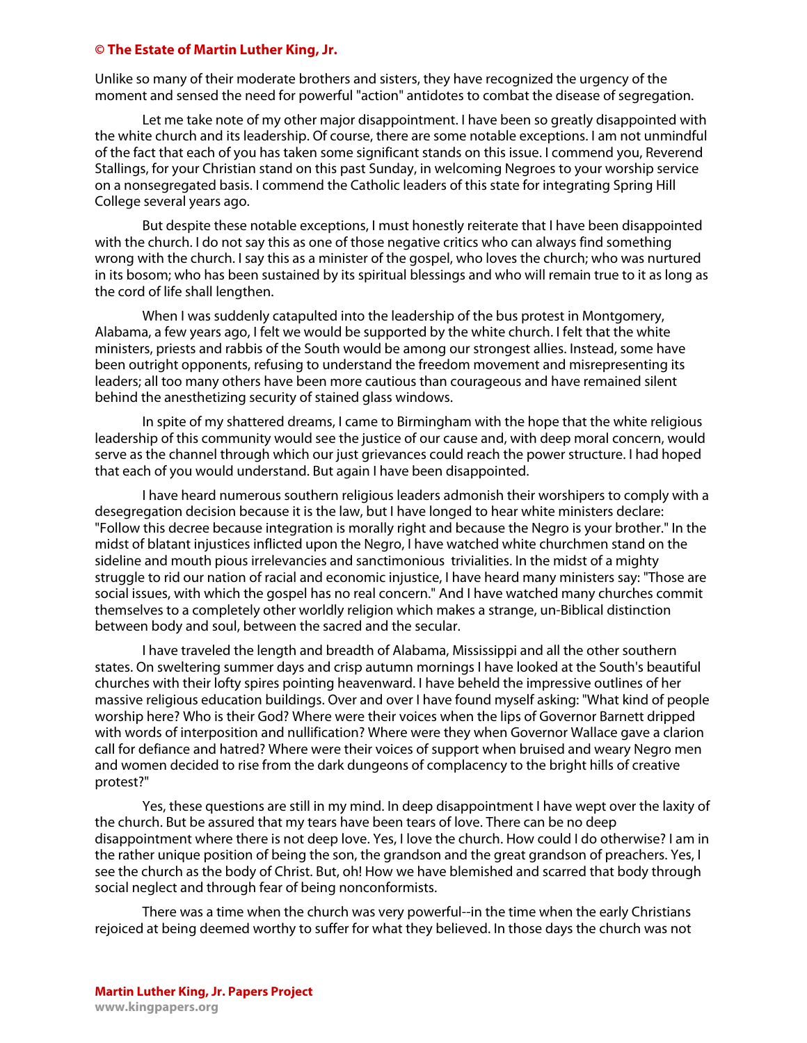Unlike so many of their moderate brothers and sisters, they have recognized the urgency of the moment and sensed the need for powerful "action" antidotes to combat the disease of segregation.

Let me take note of my other major disappointment. I have been so greatly disappointed with the white church and its leadership. Of course, there are some notable exceptions. I am not unmindful of the fact that each of you has taken some significant stands on this issue. I commend you, Reverend Stallings, for your Christian stand on this past Sunday, in welcoming Negroes to your worship service on a nonsegregated basis. I commend the Catholic leaders of this state for integrating Spring Hill College several years ago.

But despite these notable exceptions, I must honestly reiterate that I have been disappointed with the church. I do not say this as one of those negative critics who can always find something wrong with the church. I say this as a minister of the gospel, who loves the church; who was nurtured in its bosom; who has been sustained by its spiritual blessings and who will remain true to it as long as the cord of life shall lengthen.

When I was suddenly catapulted into the leadership of the bus protest in Montgomery, Alabama, a few years ago, I felt we would be supported by the white church. I felt that the white ministers, priests and rabbis of the South would be among our strongest allies. Instead, some have been outright opponents, refusing to understand the freedom movement and misrepresenting its leaders; all too many others have been more cautious than courageous and have remained silent behind the anesthetizing security of stained glass windows.

In spite of my shattered dreams, I came to Birmingham with the hope that the white religious leadership of this community would see the justice of our cause and, with deep moral concern, would serve as the channel through which our just grievances could reach the power structure. I had hoped that each of you would understand. But again I have been disappointed.

I have heard numerous southern religious leaders admonish their worshipers to comply with a desegregation decision because it is the law, but I have longed to hear white ministers declare: "Follow this decree because integration is morally right and because the Negro is your brother." In the midst of blatant injustices inflicted upon the Negro, I have watched white churchmen stand on the sideline and mouth pious irrelevancies and sanctimonious trivialities. In the midst of a mighty struggle to rid our nation of racial and economic injustice, I have heard many ministers say: "Those are social issues, with which the gospel has no real concern." And I have watched many churches commit themselves to a completely other worldly religion which makes a strange, un-Biblical distinction between body and soul, between the sacred and the secular.

I have traveled the length and breadth of Alabama, Mississippi and all the other southern states. On sweltering summer days and crisp autumn mornings I have looked at the South's beautiful churches with their lofty spires pointing heavenward. I have beheld the impressive outlines of her massive religious education buildings. Over and over I have found myself asking: "What kind of people worship here? Who is their God? Where were their voices when the lips of Governor Barnett dripped with words of interposition and nullification? Where were they when Governor Wallace gave a clarion call for defiance and hatred? Where were their voices of support when bruised and weary Negro men and women decided to rise from the dark dungeons of complacency to the bright hills of creative protest?"

Yes, these questions are still in my mind. In deep disappointment I have wept over the laxity of the church. But be assured that my tears have been tears of love. There can be no deep disappointment where there is not deep love. Yes, I love the church. How could I do otherwise? I am in the rather unique position of being the son, the grandson and the great grandson of preachers. Yes, I see the church as the body of Christ. But, oh! How we have blemished and scarred that body through social neglect and through fear of being nonconformists.

There was a time when the church was very powerful--in the time when the early Christians rejoiced at being deemed worthy to suffer for what they believed. In those days the church was not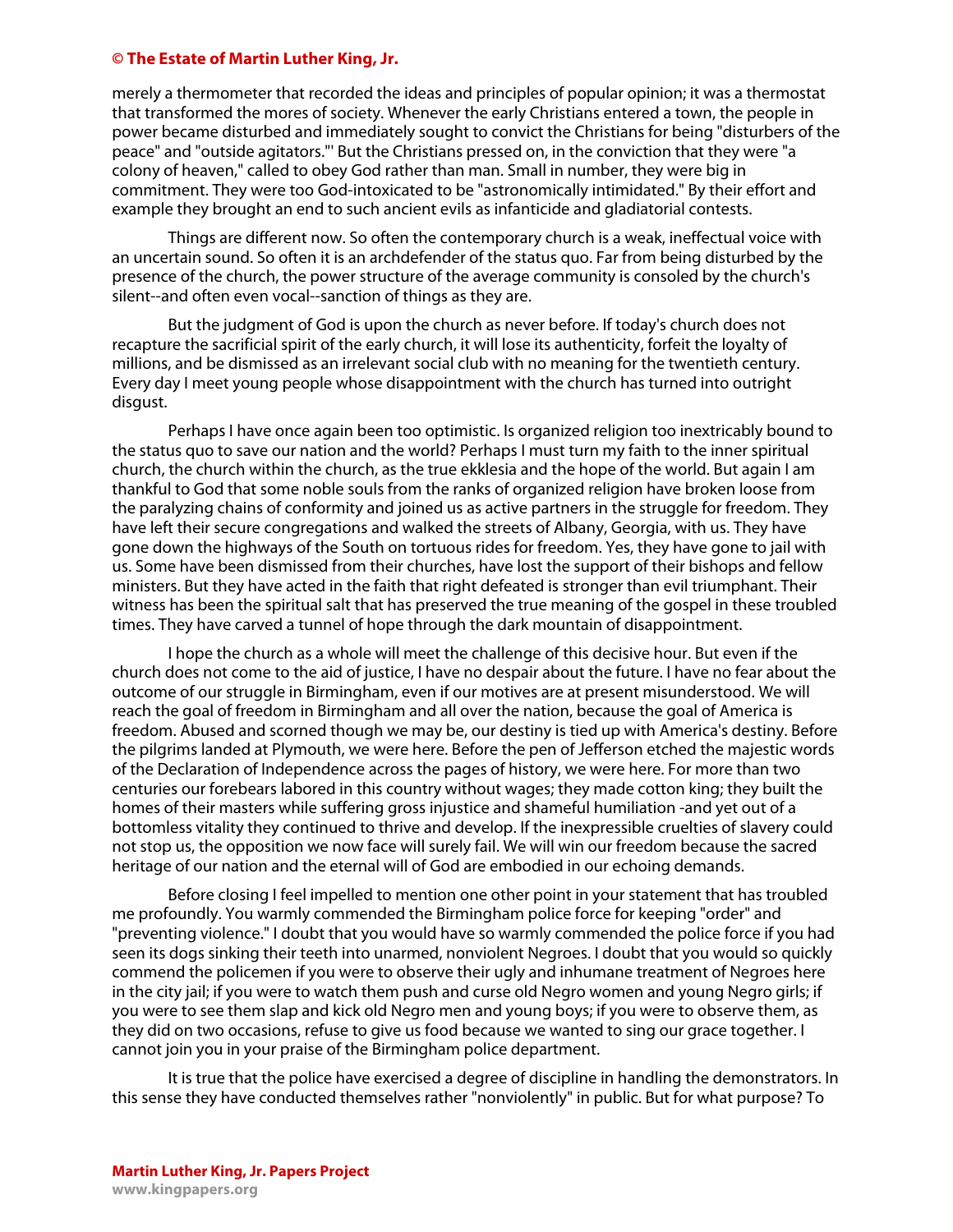merely a thermometer that recorded the ideas and principles of popular opinion; it was a thermostat that transformed the mores of society. Whenever the early Christians entered a town, the people in power became disturbed and immediately sought to convict the Christians for being "disturbers of the peace" and "outside agitators."' But the Christians pressed on, in the conviction that they were "a colony of heaven," called to obey God rather than man. Small in number, they were big in commitment. They were too God-intoxicated to be "astronomically intimidated." By their effort and example they brought an end to such ancient evils as infanticide and gladiatorial contests.

Things are different now. So often the contemporary church is a weak, ineffectual voice with an uncertain sound. So often it is an archdefender of the status quo. Far from being disturbed by the presence of the church, the power structure of the average community is consoled by the church's silent--and often even vocal--sanction of things as they are.

But the judgment of God is upon the church as never before. If today's church does not recapture the sacrificial spirit of the early church, it will lose its authenticity, forfeit the loyalty of millions, and be dismissed as an irrelevant social club with no meaning for the twentieth century. Every day I meet young people whose disappointment with the church has turned into outright disgust.

Perhaps I have once again been too optimistic. Is organized religion too inextricably bound to the status quo to save our nation and the world? Perhaps I must turn my faith to the inner spiritual church, the church within the church, as the true ekklesia and the hope of the world. But again I am thankful to God that some noble souls from the ranks of organized religion have broken loose from the paralyzing chains of conformity and joined us as active partners in the struggle for freedom. They have left their secure congregations and walked the streets of Albany, Georgia, with us. They have gone down the highways of the South on tortuous rides for freedom. Yes, they have gone to jail with us. Some have been dismissed from their churches, have lost the support of their bishops and fellow ministers. But they have acted in the faith that right defeated is stronger than evil triumphant. Their witness has been the spiritual salt that has preserved the true meaning of the gospel in these troubled times. They have carved a tunnel of hope through the dark mountain of disappointment.

I hope the church as a whole will meet the challenge of this decisive hour. But even if the church does not come to the aid of justice, I have no despair about the future. I have no fear about the outcome of our struggle in Birmingham, even if our motives are at present misunderstood. We will reach the goal of freedom in Birmingham and all over the nation, because the goal of America is freedom. Abused and scorned though we may be, our destiny is tied up with America's destiny. Before the pilgrims landed at Plymouth, we were here. Before the pen of Jefferson etched the majestic words of the Declaration of Independence across the pages of history, we were here. For more than two centuries our forebears labored in this country without wages; they made cotton king; they built the homes of their masters while suffering gross injustice and shameful humiliation -and yet out of a bottomless vitality they continued to thrive and develop. If the inexpressible cruelties of slavery could not stop us, the opposition we now face will surely fail. We will win our freedom because the sacred heritage of our nation and the eternal will of God are embodied in our echoing demands.

Before closing I feel impelled to mention one other point in your statement that has troubled me profoundly. You warmly commended the Birmingham police force for keeping "order" and "preventing violence." I doubt that you would have so warmly commended the police force if you had seen its dogs sinking their teeth into unarmed, nonviolent Negroes. I doubt that you would so quickly commend the policemen if you were to observe their ugly and inhumane treatment of Negroes here in the city jail; if you were to watch them push and curse old Negro women and young Negro girls; if you were to see them slap and kick old Negro men and young boys; if you were to observe them, as they did on two occasions, refuse to give us food because we wanted to sing our grace together. I cannot join you in your praise of the Birmingham police department.

It is true that the police have exercised a degree of discipline in handling the demonstrators. In this sense they have conducted themselves rather "nonviolently" in public. But for what purpose? To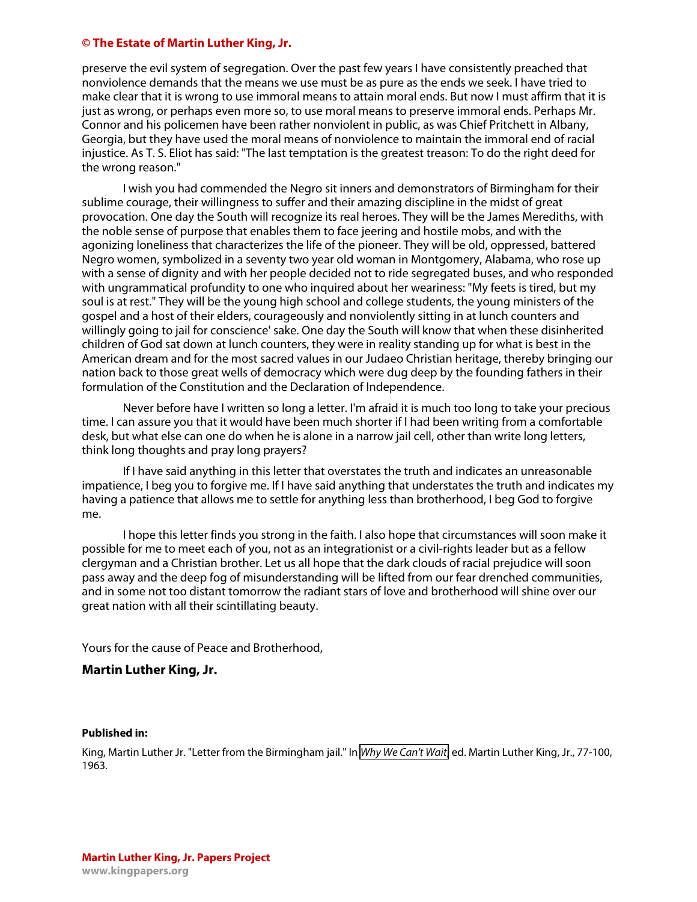preserve the evil system of segregation. Over the past few years I have consistently preached that nonviolence demands that the means we use must be as pure as the ends we seek. I have tried to make clear that it is wrong to use immoral means to attain moral ends. But now I must affirm that it is just as wrong, or perhaps even more so, to use moral means to preserve immoral ends. Perhaps Mr. Connor and his policemen have been rather nonviolent in public, as was Chief Pritchett in Albany, Georgia, but they have used the moral means of nonviolence to maintain the immoral end of racial injustice. As T. S. Eliot has said: "The last temptation is the greatest treason: To do the right deed for the wrong reason."

I wish you had commended the Negro sit inners and demonstrators of Birmingham for their sublime courage, their willingness to suffer and their amazing discipline in the midst of great provocation. One day the South will recognize its real heroes. They will be the James Merediths, with the noble sense of purpose that enables them to face jeering and hostile mobs, and with the agonizing loneliness that characterizes the life of the pioneer. They will be old, oppressed, battered Negro women, symbolized in a seventy two year old woman in Montgomery, Alabama, who rose up with a sense of dignity and with her people decided not to ride segregated buses, and who responded with ungrammatical profundity to one who inquired about her weariness: "My feets is tired, but my soul is at rest." They will be the young high school and college students, the young ministers of the gospel and a host of their elders, courageously and nonviolently sitting in at lunch counters and willingly going to jail for conscience' sake. One day the South will know that when these disinherited children of God sat down at lunch counters, they were in reality standing up for what is best in the American dream and for the most sacred values in our Judaeo Christian heritage, thereby bringing our nation back to those great wells of democracy which were dug deep by the founding fathers in their formulation of the Constitution and the Declaration of Independence.

Never before have I written so long a letter. I'm afraid it is much too long to take your precious time. I can assure you that it would have been much shorter if I had been writing from a comfortable desk, but what else can one do when he is alone in a narrow jail cell, other than write long letters, think long thoughts and pray long prayers?

If I have said anything in this letter that overstates the truth and indicates an unreasonable impatience, I beg you to forgive me. If I have said anything that understates the truth and indicates my having a patience that allows me to settle for anything less than brotherhood, I beg God to forgive me.

I hope this letter finds you strong in the faith. I also hope that circumstances will soon make it possible for me to meet each of you, not as an integrationist or a civil-rights leader but as a fellow clergyman and a Christian brother. Let us all hope that the dark clouds of racial prejudice will soon pass away and the deep fog of misunderstanding will be lifted from our fear drenched communities, and in some not too distant tomorrow the radiant stars of love and brotherhood will shine over our great nation with all their scintillating beauty.

Yours for the cause of Peace and Brotherhood,

**Martin Luther King, Jr.**

**Published in:**

King, Martin Luther Jr. "Letter from the Birmingham jail." In *Why We Can't Wait*, ed. Martin Luther King, Jr., 77-100, 1963.